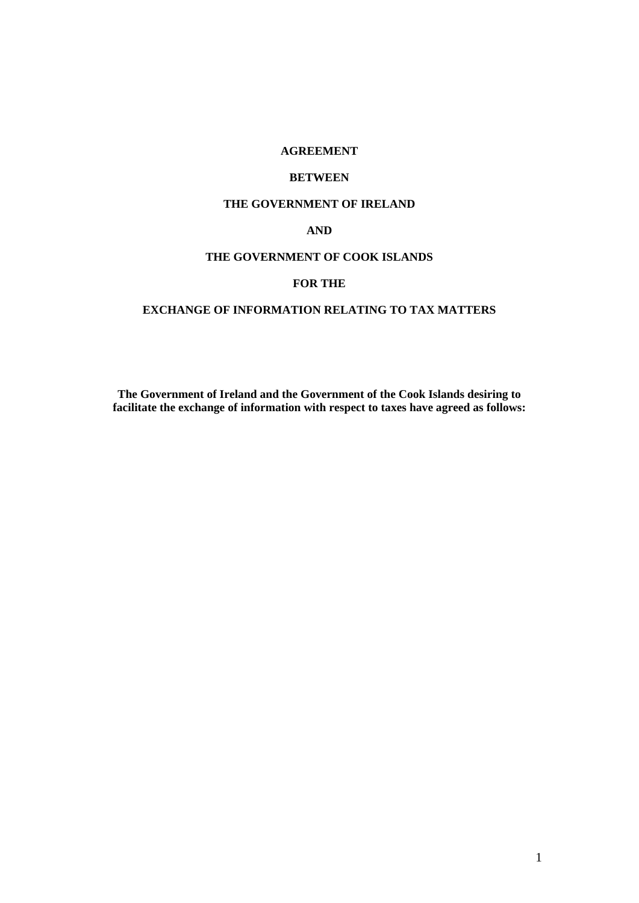# AGREEMENT

# BETWEEN

# THE GOVERNMENT OF IRELAND

# AND

# THE GOVERNMENT OF COOK ISLANDS

# FOR THE

# EXCHANGE OF INFORMATION RELATING TO TAX MATTERS

**The Government of Ireland and the Government of the Cook Islands desiring to facilitate the exchange of information with respect to taxes have agreed as follows:**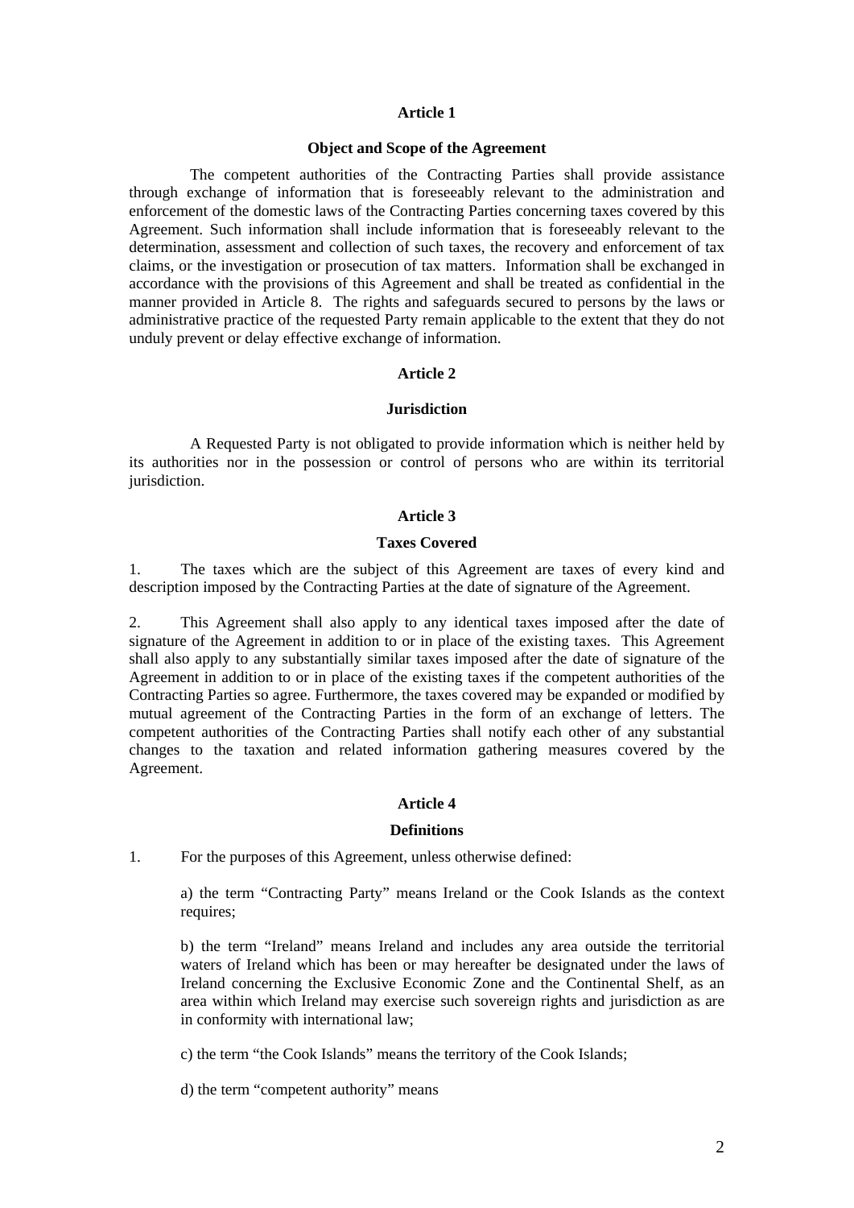## Article 1

### Object and Scope of the Agreement

The competent authorities of the Contracting Parties shall provide assistance through exchange of information that is foreseeably relevant to the administration and enforcement of the domestic laws of the Contracting Parties concerning taxes covered by this Agreement. Such information shall include information that is foreseeably relevant to the determination, assessment and collection of such taxes, the recovery and enforcement of tax claims, or the investigation or prosecution of tax matters. Information shall be exchanged in accordance with the provisions of this Agreement and shall be treated as confidential in the manner provided in Article 8. The rights and safeguards secured to persons by the laws or administrative practice of the requested Party remain applicable to the extent that they do not unduly prevent or delay effective exchange of information.

## Article 2

### Jurisdiction

A Requested Party is not obligated to provide information which is neither held by its authorities nor in the possession or control of persons who are within its territorial jurisdiction.

## Article 3

### Taxes Covered

1. The taxes which are the subject of this Agreement are taxes of every kind and description imposed by the Contracting Parties at the date of signature of the Agreement.

2. This Agreement shall also apply to any identical taxes imposed after the date of signature of the Agreement in addition to or in place of the existing taxes. This Agreement shall also apply to any substantially similar taxes imposed after the date of signature of the Agreement in addition to or in place of the existing taxes if the competent authorities of the Contracting Parties so agree. Furthermore, the taxes covered may be expanded or modified by mutual agreement of the Contracting Parties in the form of an exchange of letters. The competent authorities of the Contracting Parties shall notify each other of any substantial changes to the taxation and related information gathering measures covered by the Agreement.

## Article 4

### Definitions

1. For the purposes of this Agreement, unless otherwise defined:

   a) the term "Contracting Party" means Ireland or the Cook Islands as the context requires;

   b) the term "Ireland" means Ireland and includes any area outside the territorial waters of Ireland which has been or may hereafter be designated under the laws of Ireland concerning the Exclusive Economic Zone and the Continental Shelf, as an area within which Ireland may exercise such sovereign rights and jurisdiction as are in conformity with international law;

   c) the term "the Cook Islands" means the territory of the Cook Islands;

   d) the term "competent authority" means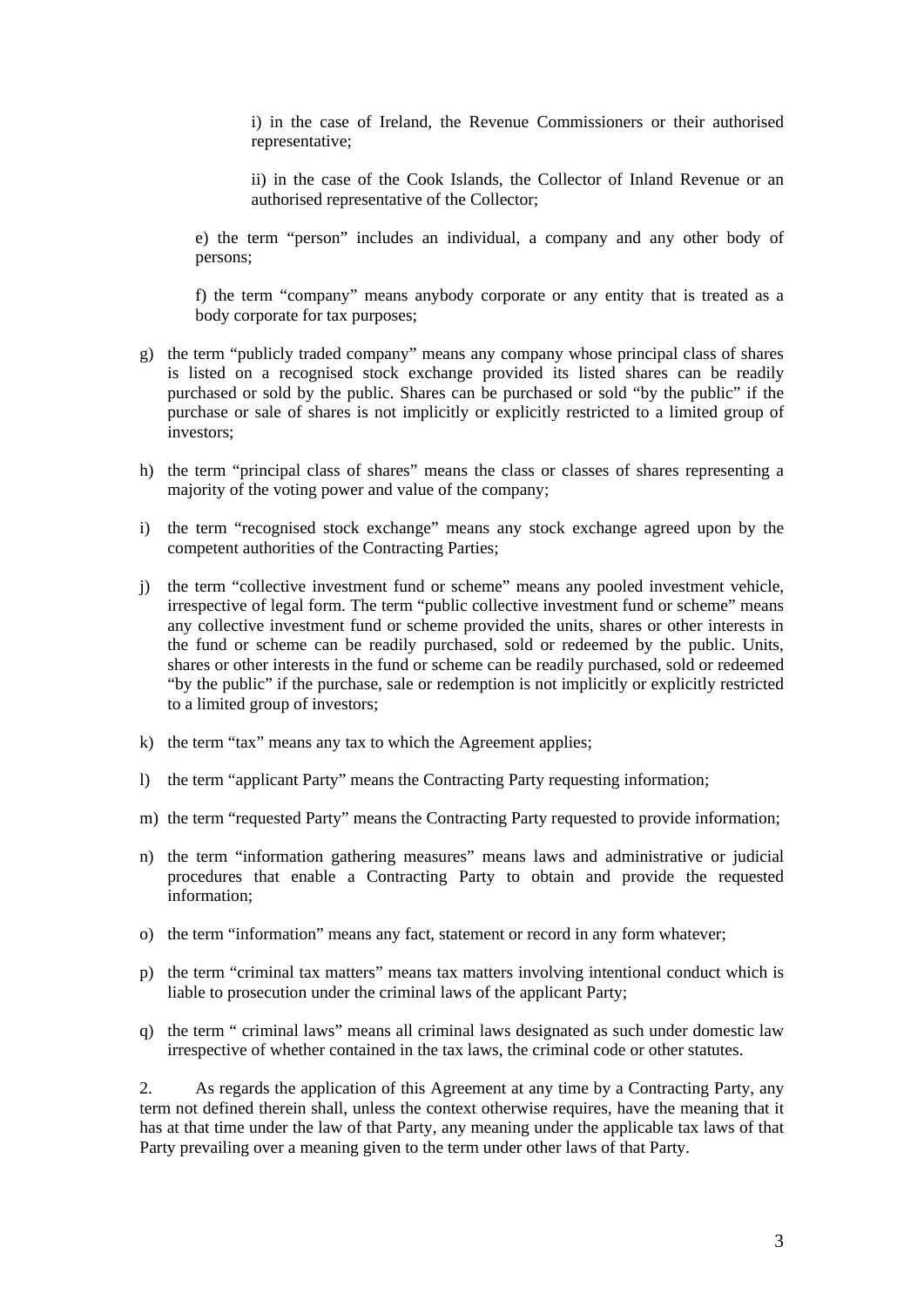i) in the case of Ireland, the Revenue Commissioners or their authorised representative;

ii) in the case of the Cook Islands, the Collector of Inland Revenue or an authorised representative of the Collector;

e) the term "person" includes an individual, a company and any other body of persons;

f) the term "company" means anybody corporate or any entity that is treated as a body corporate for tax purposes;

g) the term "publicly traded company" means any company whose principal class of shares is listed on a recognised stock exchange provided its listed shares can be readily purchased or sold by the public. Shares can be purchased or sold "by the public" if the purchase or sale of shares is not implicitly or explicitly restricted to a limited group of investors;

h) the term "principal class of shares" means the class or classes of shares representing a majority of the voting power and value of the company;

i) the term "recognised stock exchange" means any stock exchange agreed upon by the competent authorities of the Contracting Parties;

j) the term "collective investment fund or scheme" means any pooled investment vehicle, irrespective of legal form. The term "public collective investment fund or scheme" means any collective investment fund or scheme provided the units, shares or other interests in the fund or scheme can be readily purchased, sold or redeemed by the public. Units, shares or other interests in the fund or scheme can be readily purchased, sold or redeemed "by the public" if the purchase, sale or redemption is not implicitly or explicitly restricted to a limited group of investors;

k) the term "tax" means any tax to which the Agreement applies;

l) the term "applicant Party" means the Contracting Party requesting information;

m) the term "requested Party" means the Contracting Party requested to provide information;

n) the term "information gathering measures" means laws and administrative or judicial procedures that enable a Contracting Party to obtain and provide the requested information;

o) the term "information" means any fact, statement or record in any form whatever;

p) the term "criminal tax matters" means tax matters involving intentional conduct which is liable to prosecution under the criminal laws of the applicant Party;

q) the term " criminal laws" means all criminal laws designated as such under domestic law irrespective of whether contained in the tax laws, the criminal code or other statutes.

2. As regards the application of this Agreement at any time by a Contracting Party, any term not defined therein shall, unless the context otherwise requires, have the meaning that it has at that time under the law of that Party, any meaning under the applicable tax laws of that Party prevailing over a meaning given to the term under other laws of that Party.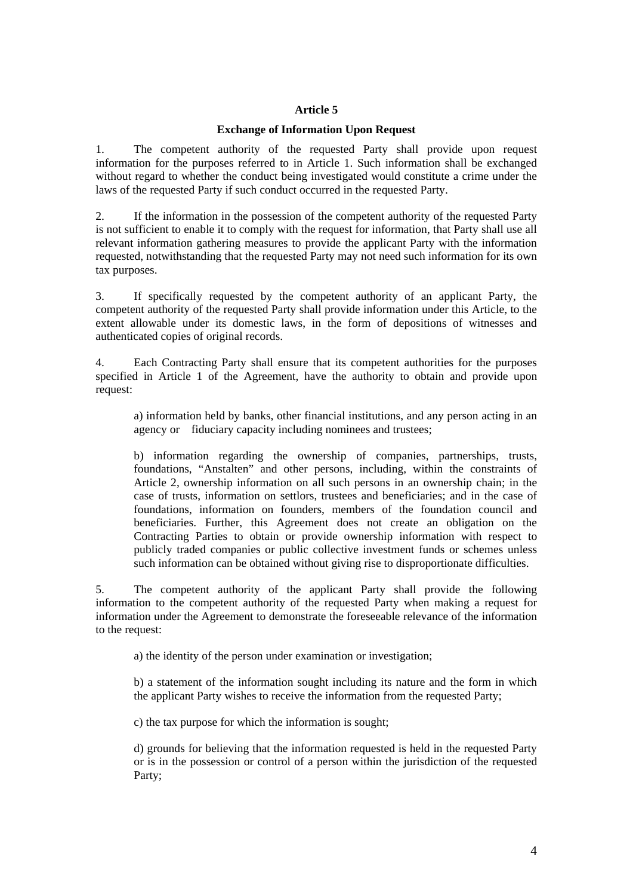## Article 5

### Exchange of Information Upon Request

1. The competent authority of the requested Party shall provide upon request information for the purposes referred to in Article 1. Such information shall be exchanged without regard to whether the conduct being investigated would constitute a crime under the laws of the requested Party if such conduct occurred in the requested Party.

2. If the information in the possession of the competent authority of the requested Party is not sufficient to enable it to comply with the request for information, that Party shall use all relevant information gathering measures to provide the applicant Party with the information requested, notwithstanding that the requested Party may not need such information for its own tax purposes.

3. If specifically requested by the competent authority of an applicant Party, the competent authority of the requested Party shall provide information under this Article, to the extent allowable under its domestic laws, in the form of depositions of witnesses and authenticated copies of original records.

4. Each Contracting Party shall ensure that its competent authorities for the purposes specified in Article 1 of the Agreement, have the authority to obtain and provide upon request:

a) information held by banks, other financial institutions, and any person acting in an agency or fiduciary capacity including nominees and trustees;

b) information regarding the ownership of companies, partnerships, trusts, foundations, "Anstalten" and other persons, including, within the constraints of Article 2, ownership information on all such persons in an ownership chain; in the case of trusts, information on settlors, trustees and beneficiaries; and in the case of foundations, information on founders, members of the foundation council and beneficiaries. Further, this Agreement does not create an obligation on the Contracting Parties to obtain or provide ownership information with respect to publicly traded companies or public collective investment funds or schemes unless such information can be obtained without giving rise to disproportionate difficulties.

5. The competent authority of the applicant Party shall provide the following information to the competent authority of the requested Party when making a request for information under the Agreement to demonstrate the foreseeable relevance of the information to the request:

a) the identity of the person under examination or investigation;

b) a statement of the information sought including its nature and the form in which the applicant Party wishes to receive the information from the requested Party;

c) the tax purpose for which the information is sought;

d) grounds for believing that the information requested is held in the requested Party or is in the possession or control of a person within the jurisdiction of the requested Party;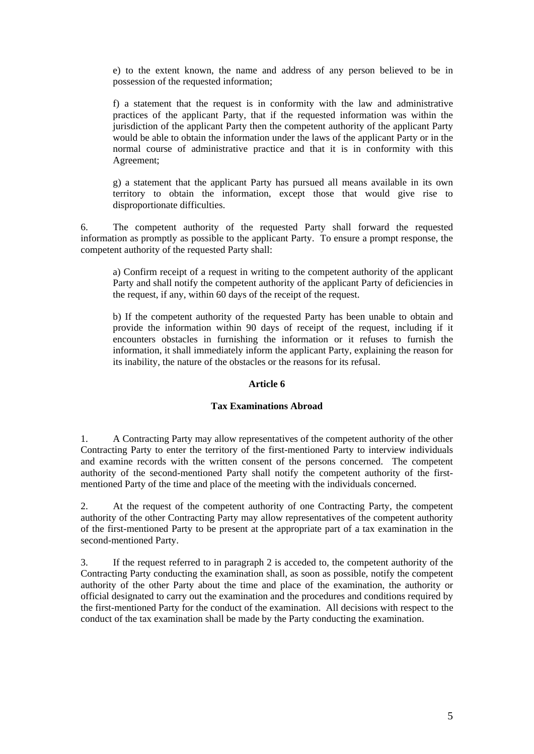e) to the extent known, the name and address of any person believed to be in possession of the requested information;

f) a statement that the request is in conformity with the law and administrative practices of the applicant Party, that if the requested information was within the jurisdiction of the applicant Party then the competent authority of the applicant Party would be able to obtain the information under the laws of the applicant Party or in the normal course of administrative practice and that it is in conformity with this Agreement;

g) a statement that the applicant Party has pursued all means available in its own territory to obtain the information, except those that would give rise to disproportionate difficulties.

6. The competent authority of the requested Party shall forward the requested information as promptly as possible to the applicant Party. To ensure a prompt response, the competent authority of the requested Party shall:

a) Confirm receipt of a request in writing to the competent authority of the applicant Party and shall notify the competent authority of the applicant Party of deficiencies in the request, if any, within 60 days of the receipt of the request.

b) If the competent authority of the requested Party has been unable to obtain and provide the information within 90 days of receipt of the request, including if it encounters obstacles in furnishing the information or it refuses to furnish the information, it shall immediately inform the applicant Party, explaining the reason for its inability, the nature of the obstacles or the reasons for its refusal.

**Article 6**

**Tax Examinations Abroad**

1. A Contracting Party may allow representatives of the competent authority of the other Contracting Party to enter the territory of the first-mentioned Party to interview individuals and examine records with the written consent of the persons concerned. The competent authority of the second-mentioned Party shall notify the competent authority of the first-mentioned Party of the time and place of the meeting with the individuals concerned.

2. At the request of the competent authority of one Contracting Party, the competent authority of the other Contracting Party may allow representatives of the competent authority of the first-mentioned Party to be present at the appropriate part of a tax examination in the second-mentioned Party.

3. If the request referred to in paragraph 2 is acceded to, the competent authority of the Contracting Party conducting the examination shall, as soon as possible, notify the competent authority of the other Party about the time and place of the examination, the authority or official designated to carry out the examination and the procedures and conditions required by the first-mentioned Party for the conduct of the examination. All decisions with respect to the conduct of the tax examination shall be made by the Party conducting the examination.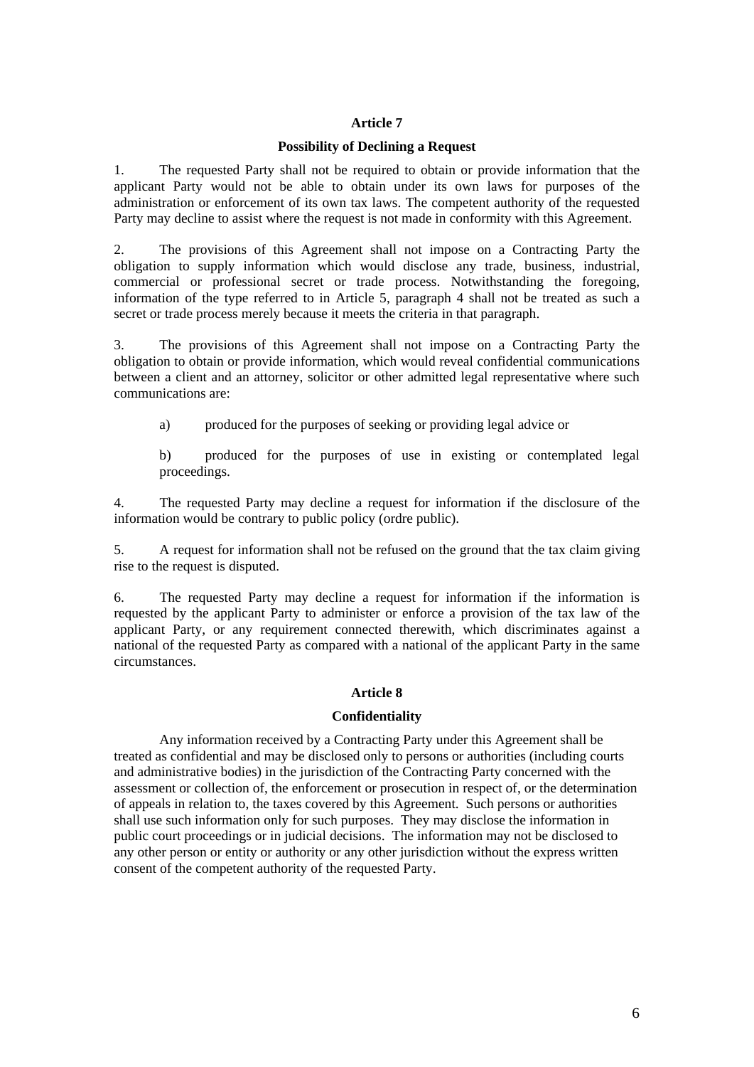## Article 7

### Possibility of Declining a Request

1. The requested Party shall not be required to obtain or provide information that the applicant Party would not be able to obtain under its own laws for purposes of the administration or enforcement of its own tax laws. The competent authority of the requested Party may decline to assist where the request is not made in conformity with this Agreement.

2. The provisions of this Agreement shall not impose on a Contracting Party the obligation to supply information which would disclose any trade, business, industrial, commercial or professional secret or trade process. Notwithstanding the foregoing, information of the type referred to in Article 5, paragraph 4 shall not be treated as such a secret or trade process merely because it meets the criteria in that paragraph.

3. The provisions of this Agreement shall not impose on a Contracting Party the obligation to obtain or provide information, which would reveal confidential communications between a client and an attorney, solicitor or other admitted legal representative where such communications are:

   a) produced for the purposes of seeking or providing legal advice or

   b) produced for the purposes of use in existing or contemplated legal proceedings.

4. The requested Party may decline a request for information if the disclosure of the information would be contrary to public policy (ordre public).

5. A request for information shall not be refused on the ground that the tax claim giving rise to the request is disputed.

6. The requested Party may decline a request for information if the information is requested by the applicant Party to administer or enforce a provision of the tax law of the applicant Party, or any requirement connected therewith, which discriminates against a national of the requested Party as compared with a national of the applicant Party in the same circumstances.

## Article 8

### Confidentiality

Any information received by a Contracting Party under this Agreement shall be treated as confidential and may be disclosed only to persons or authorities (including courts and administrative bodies) in the jurisdiction of the Contracting Party concerned with the assessment or collection of, the enforcement or prosecution in respect of, or the determination of appeals in relation to, the taxes covered by this Agreement. Such persons or authorities shall use such information only for such purposes. They may disclose the information in public court proceedings or in judicial decisions. The information may not be disclosed to any other person or entity or authority or any other jurisdiction without the express written consent of the competent authority of the requested Party.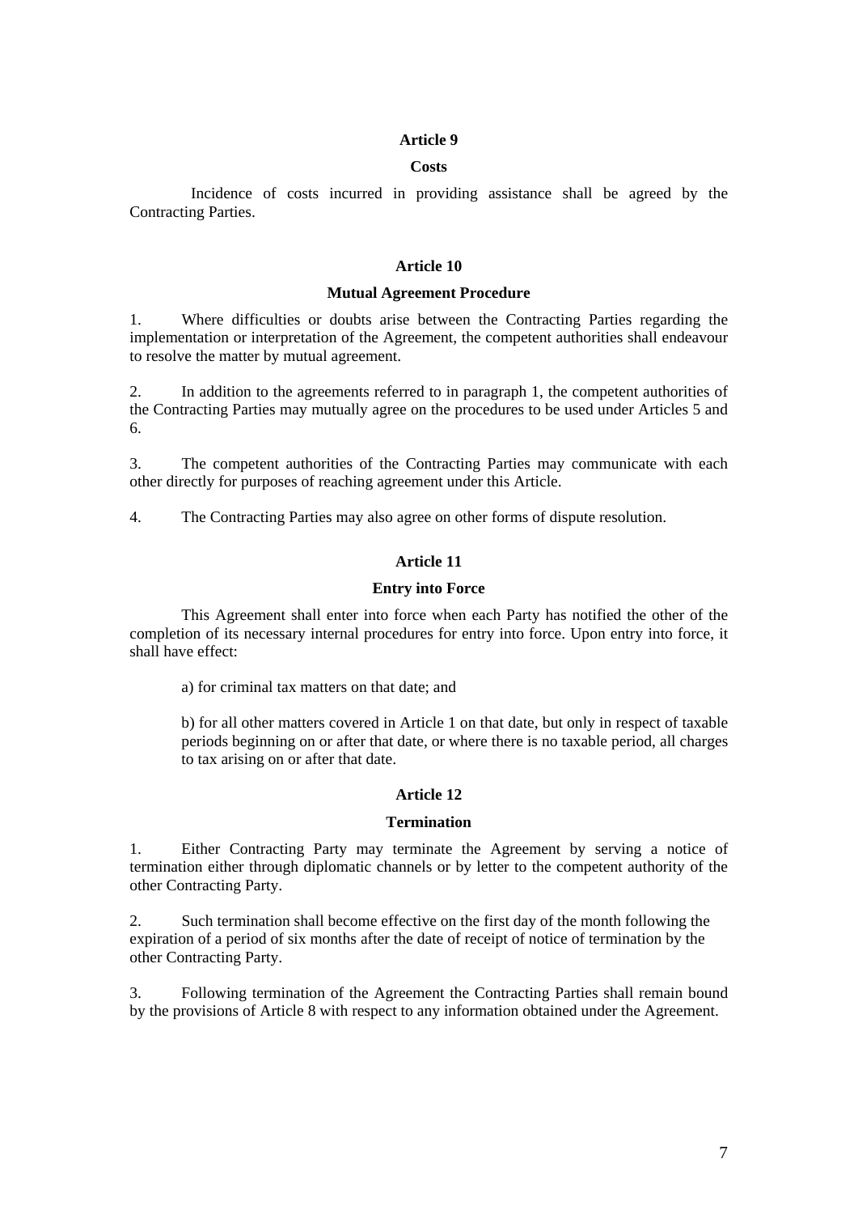## Article 9

### Costs

Incidence of costs incurred in providing assistance shall be agreed by the Contracting Parties.

## Article 10

### Mutual Agreement Procedure

1. Where difficulties or doubts arise between the Contracting Parties regarding the implementation or interpretation of the Agreement, the competent authorities shall endeavour to resolve the matter by mutual agreement.

2. In addition to the agreements referred to in paragraph 1, the competent authorities of the Contracting Parties may mutually agree on the procedures to be used under Articles 5 and 6.

3. The competent authorities of the Contracting Parties may communicate with each other directly for purposes of reaching agreement under this Article.

4. The Contracting Parties may also agree on other forms of dispute resolution.

## Article 11

### Entry into Force

This Agreement shall enter into force when each Party has notified the other of the completion of its necessary internal procedures for entry into force. Upon entry into force, it shall have effect:

a) for criminal tax matters on that date; and

b) for all other matters covered in Article 1 on that date, but only in respect of taxable periods beginning on or after that date, or where there is no taxable period, all charges to tax arising on or after that date.

## Article 12

### Termination

1. Either Contracting Party may terminate the Agreement by serving a notice of termination either through diplomatic channels or by letter to the competent authority of the other Contracting Party.

2. Such termination shall become effective on the first day of the month following the expiration of a period of six months after the date of receipt of notice of termination by the other Contracting Party.

3. Following termination of the Agreement the Contracting Parties shall remain bound by the provisions of Article 8 with respect to any information obtained under the Agreement.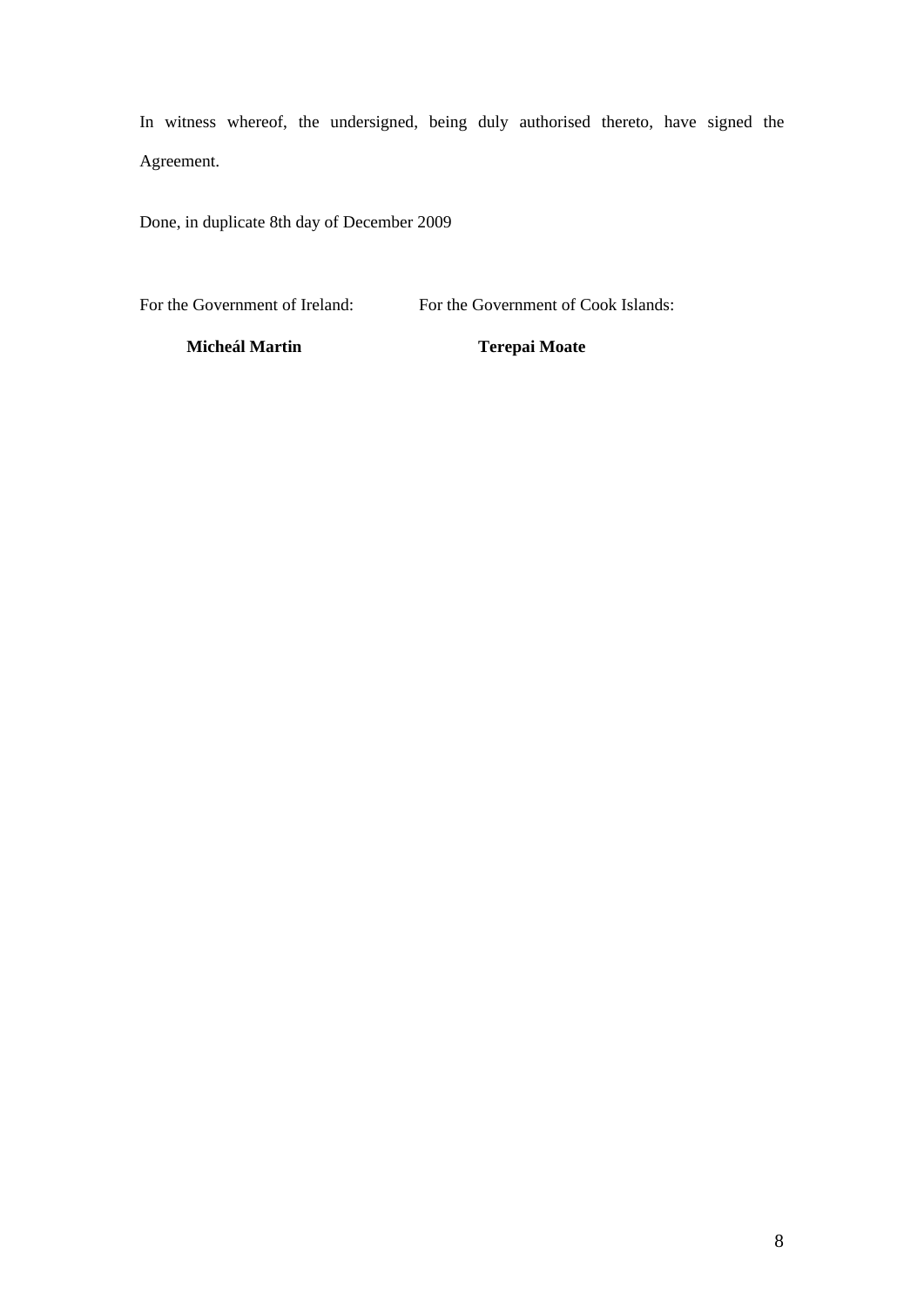In witness whereof, the undersigned, being duly authorised thereto, have signed the Agreement.

Done, in duplicate 8th day of December 2009

| For the Government of Ireland: | For the Government of Cook Islands: |
|---|---|
| **Micheál Martin** | **Terepai Moate** |